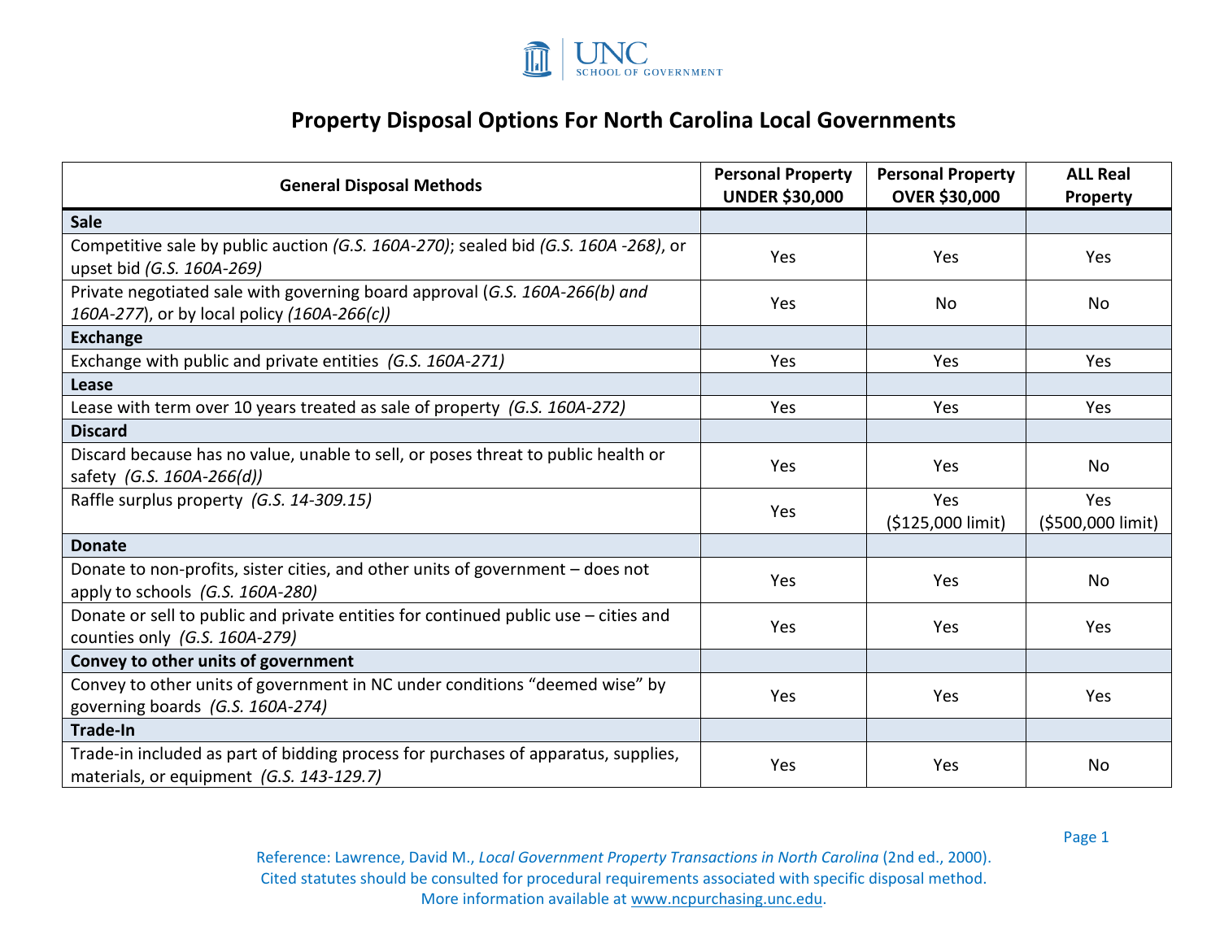UNC SCHOOL OF GOVERNMENT

# Property Disposal Options For North Carolina Local Governments

| General Disposal Methods | Personal Property UNDER $30,000 | Personal Property OVER $30,000 | ALL Real Property |
|---|---|---|---|
| **Sale** | | | |
| Competitive sale by public auction *(G.S. 160A-270)*; sealed bid *(G.S. 160A -268)*, or upset bid *(G.S. 160A-269)* | Yes | Yes | Yes |
| Private negotiated sale with governing board approval (*G.S. 160A-266(b) and 160A-277*), or by local policy *(160A-266(c))* | Yes | No | No |
| **Exchange** | | | |
| Exchange with public and private entities *(G.S. 160A-271)* | Yes | Yes | Yes |
| **Lease** | | | |
| Lease with term over 10 years treated as sale of property *(G.S. 160A-272)* | Yes | Yes | Yes |
| **Discard** | | | |
| Discard because has no value, unable to sell, or poses threat to public health or safety *(G.S. 160A-266(d))* | Yes | Yes | No |
| Raffle surplus property *(G.S. 14-309.15)* | Yes | Yes ($125,000 limit) | Yes ($500,000 limit) |
| **Donate** | | | |
| Donate to non-profits, sister cities, and other units of government – does not apply to schools *(G.S. 160A-280)* | Yes | Yes | No |
| Donate or sell to public and private entities for continued public use – cities and counties only *(G.S. 160A-279)* | Yes | Yes | Yes |
| **Convey to other units of government** | | | |
| Convey to other units of government in NC under conditions "deemed wise" by governing boards *(G.S. 160A-274)* | Yes | Yes | Yes |
| **Trade-In** | | | |
| Trade-in included as part of bidding process for purchases of apparatus, supplies, materials, or equipment *(G.S. 143-129.7)* | Yes | Yes | No |

Reference: Lawrence, David M., *Local Government Property Transactions in North Carolina* (2nd ed., 2000).
Cited statutes should be consulted for procedural requirements associated with specific disposal method.
More information available at www.ncpurchasing.unc.edu.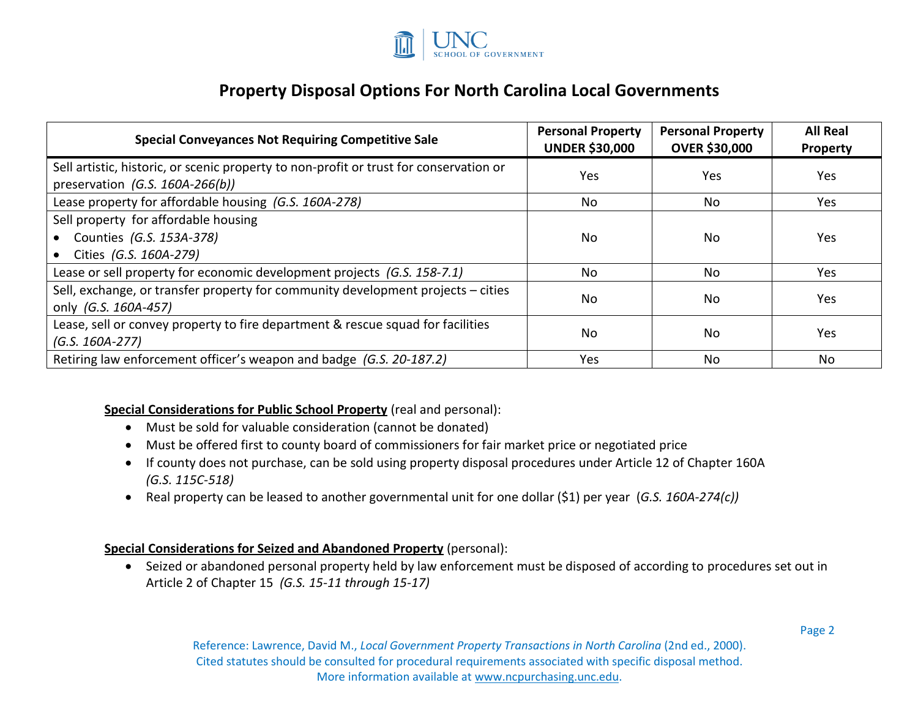UNC SCHOOL OF GOVERNMENT

# Property Disposal Options For North Carolina Local Governments

| Special Conveyances Not Requiring Competitive Sale | Personal Property UNDER $30,000 | Personal Property OVER $30,000 | All Real Property |
|---|---|---|---|
| Sell artistic, historic, or scenic property to non-profit or trust for conservation or preservation *(G.S. 160A-266(b))* | Yes | Yes | Yes |
| Lease property for affordable housing *(G.S. 160A-278)* | No | No | Yes |
| Sell property for affordable housing<br>• Counties *(G.S. 153A-378)*<br>• Cities *(G.S. 160A-279)* | No | No | Yes |
| Lease or sell property for economic development projects *(G.S. 158-7.1)* | No | No | Yes |
| Sell, exchange, or transfer property for community development projects – cities only *(G.S. 160A-457)* | No | No | Yes |
| Lease, sell or convey property to fire department & rescue squad for facilities *(G.S. 160A-277)* | No | No | Yes |
| Retiring law enforcement officer's weapon and badge *(G.S. 20-187.2)* | Yes | No | No |

**Special Considerations for Public School Property** (real and personal):

- Must be sold for valuable consideration (cannot be donated)
- Must be offered first to county board of commissioners for fair market price or negotiated price
- If county does not purchase, can be sold using property disposal procedures under Article 12 of Chapter 160A *(G.S. 115C-518)*
- Real property can be leased to another governmental unit for one dollar ($1) per year (*G.S. 160A-274(c))*

**Special Considerations for Seized and Abandoned Property** (personal):

- Seized or abandoned personal property held by law enforcement must be disposed of according to procedures set out in Article 2 of Chapter 15 *(G.S. 15-11 through 15-17)*

Reference: Lawrence, David M., *Local Government Property Transactions in North Carolina* (2nd ed., 2000).
Cited statutes should be consulted for procedural requirements associated with specific disposal method.
More information available at www.ncpurchasing.unc.edu.